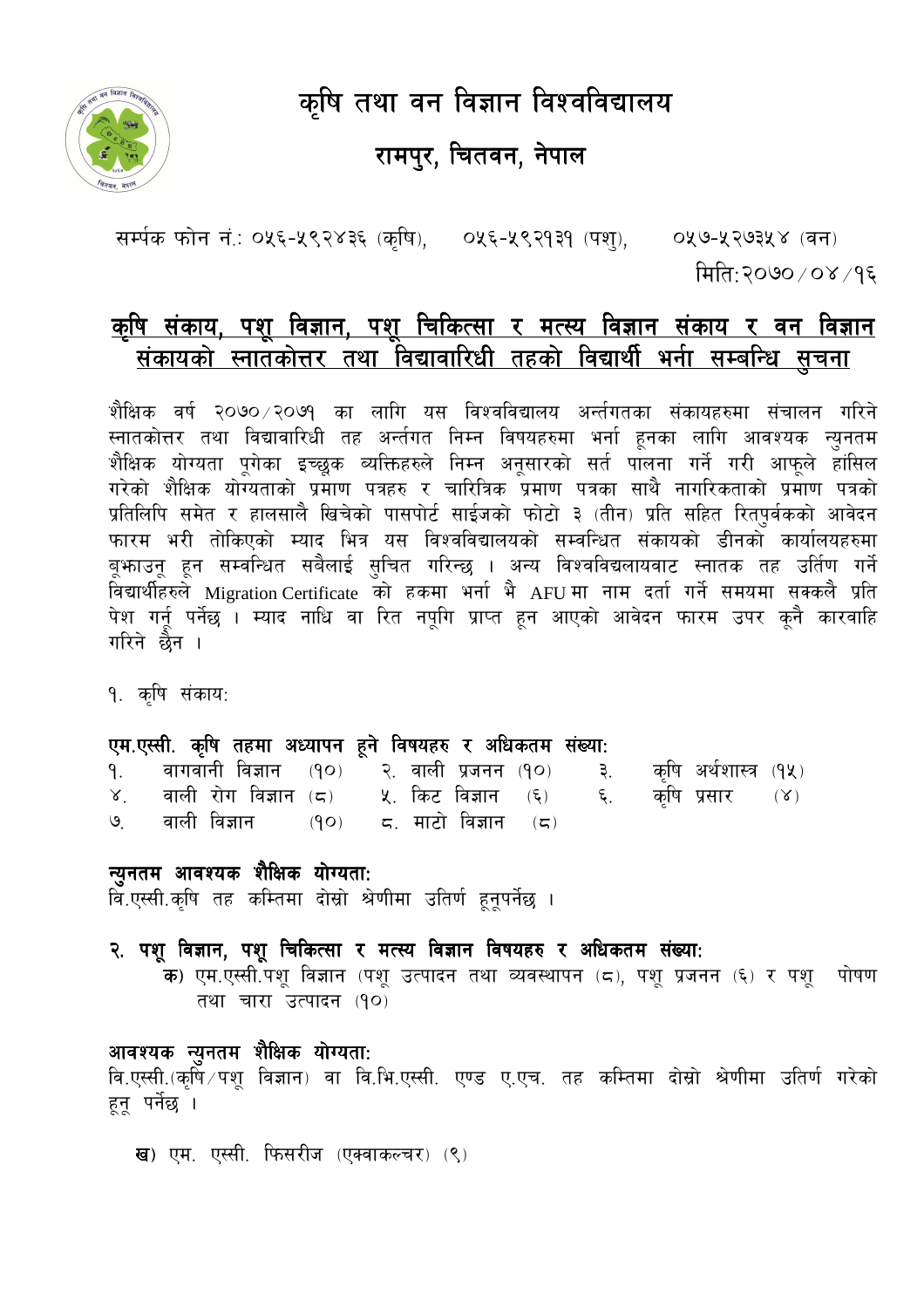# कृषि तथा वन विज्ञान विश्वविद्यालय

## रामपुर, चितवन, नेपाल

सम्पर्क फोन नं.: ०५६-५९२४३६ (कृषि), ०५६-५९२१३१ (पशु), ०५७-५२७३५४ (वन)

मिति:२०७०/०४/१६

## कृषि संकाय, पशू विज्ञान, पशू चिकित्सा र मत्स्य विज्ञान संकाय र वन विज्ञान संकायको स्नातकोत्तर तथा विद्यावारिधी तहको विद्यार्थी भर्ना सम्बन्धि सुचना

शैक्षिक वर्ष २०७०/२०७१ का लागि यस विश्वविद्यालय अर्न्तगतका संकायहरुमा संचालन गरिने स्नातकोत्तर तथा विद्यावारिधी तह अर्न्तगत निम्न विषयहरुमा भर्ना हूनका लागि आवश्यक न्युनतम शैक्षिक योग्यता पूगेका इच्छूक व्यक्तिहरुले निम्न अनूसारको सर्त पालना गर्ने गरी आफूले हांसिल गरेको शैक्षिक योग्यताको प्रमाण पत्रहरु र चारित्रिक प्रमाण पत्रका साथै नागरिकताको प्रमाण पत्रको प्रतिलिपि समेत र हालसालै खिचेको पासपोर्ट साईजको फोटो ३ (तीन) प्रति सहित रितपुर्वकको आवेदन फारम भरी तोकिएको म्याद भित्र यस विश्वविद्यालयको सम्वन्धित संकायको डीनको कार्यालयहरुमा बूझाउनू हून सम्वन्धित सबैलाई सुचित गरिन्छ । अन्य विश्वविद्यलायवाट स्नातक तह उर्तिण गर्ने विद्यार्थीहरुले Migration Certificate को हकमा भर्ना भै AFU मा नाम दर्ता गर्ने समयमा सक्कलै प्रति पेश गर्नु पर्नेछ । म्याद नाधि वा रित नपूगि प्राप्त हून आएको आवेदन फारम उपर कूनै कारवाहि गरिने छैन ।

१. कृषि संकाय:

**एम.एस्सी. कृषि तहमा अध्यापन हूने विषयहरु र अधिकतम संख्या:**

| | | | |
|---|---|---|---|
| १. वागवानी विज्ञान (१०) | २. वाली प्रजनन (१०) | ३. कृषि अर्थशास्त्र (१५) |
| ४. वाली रोग विज्ञान (८) | ५. किट विज्ञान (६) | ६. कृषि प्रसार (४) |
| ७. वाली विज्ञान (१०) | ८. माटो विज्ञान (८) | |

**न्युनतम आवश्यक शैक्षिक योग्यता:**

वि.एस्सी.कृषि तह कम्तिमा दोस्रो श्रेणीमा उतिर्ण हूनूपर्नेछ ।

### २. पशू विज्ञान, पशू चिकित्सा र मत्स्य विज्ञान विषयहरु र अधिकतम संख्या:

**क)** एम.एस्सी.पशू विज्ञान (पशू उत्पादन तथा व्यवस्थापन (८), पशू प्रजनन (६) र पशू पोषण तथा चारा उत्पादन (१०)

**आवश्यक न्युनतम शैक्षिक योग्यता:**

वि.एस्सी.(कृषि/पशू विज्ञान) वा वि.भि.एस्सी. एण्ड ए.एच. तह कम्तिमा दोस्रो श्रेणीमा उतिर्ण गरेको हून पर्नेछ ।

**ख)** एम. एस्सी. फिसरीज (एक्वाकल्चर) (९)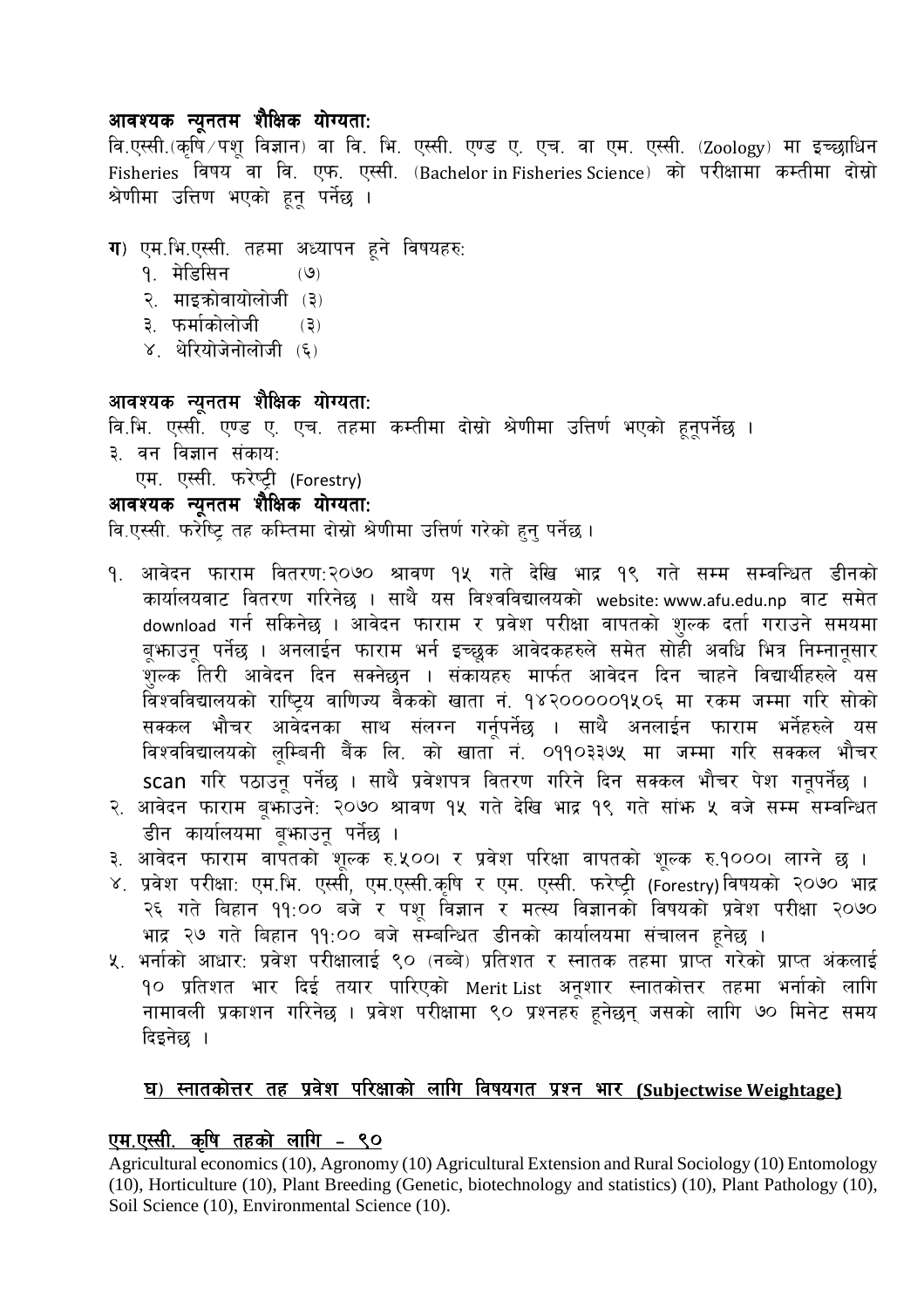**आवश्यक न्यूनतम शैक्षिक योग्यता:**

वि.एस्सी.(कृषि/पशू विज्ञान) वा वि. भि. एस्सी. एण्ड ए. एच. वा एम. एस्सी. (Zoology) मा इच्छाधिन Fisheries विषय वा वि. एफ. एस्सी. (Bachelor in Fisheries Science) को परीक्षामा कम्तीमा दोस्रो श्रेणीमा उत्तिण भएको हुनु पर्नेछ ।

**ग**) एम.भि.एस्सी. तहमा अध्यापन हुने विषयहरु:

१. मेडिसिन (७)
२. माइक्रोबायोलोजी (३)
३. फर्माकोलोजी (३)
४. थेरियोजेनोलोजी (६)

**आवश्यक न्यूनतम शैक्षिक योग्यता:**

वि.भि. एस्सी. एण्ड ए. एच. तहमा कम्तीमा दोस्रो श्रेणीमा उत्तिर्ण भएको हुनुपर्नेछ ।

३. वन विज्ञान संकाय:

एम. एस्सी. फरेष्ट्री (Forestry)

**आवश्यक न्यूनतम शैक्षिक योग्यता:**

वि.एस्सी. फरेष्ट्रि तह कम्तिमा दोस्रो श्रेणीमा उत्तिर्ण गरेको हुनु पर्नेछ ।

१. आवेदन फाराम वितरण:२०७० श्रावण १५ गते देखि भाद्र १९ गते सम्म सम्वन्धित डीनको कार्यालयवाट वितरण गरिनेछ । साथै यस विश्वविद्यालयको website: www.afu.edu.np वाट समेत download गर्न सकिनेछ । आवेदन फाराम र प्रवेश परीक्षा वापतको शुल्क दर्ता गराउने समयमा बुझाउनु पर्नेछ । अनलाईन फाराम भर्न इच्छुक आवेदकहरुले समेत सोही अवधि भित्र निम्नानुसार शुल्क तिरी आवेदन दिन सक्नेछन । संकायहरु मार्फत आवेदन दिन चाहने विद्यार्थीहरुले यस विश्वविद्यालयको राष्ट्रिय वाणिज्य वैकको खाता नं. १४२०००००१५०६ मा रकम जम्मा गरि सोको सक्कल भौचर आवेदनका साथ संलग्न गर्नुपर्नेछ । साथै अनलाईन फाराम भर्नेहरुले यस विश्वविद्यालयको लुम्बिनी बैंक लि. को खाता नं. ०११०३३७५ मा जम्मा गरि सक्कल भौचर scan गरि पठाउनु पर्नेछ । साथै प्रवेशपत्र वितरण गरिने दिन सक्कल भौचर पेश गनुपर्नेछ ।
२. आवेदन फाराम बुझाउने: २०७० श्रावण १५ गते देखि भाद्र १९ गते सांझ ५ वजे सम्म सम्वन्धित डीन कार्यालयमा बुझाउनु पर्नेछ ।
३. आवेदन फाराम वापतको शुल्क रु.५००। र प्रवेश परिक्षा वापतको शुल्क रु.१०००। लाग्ने छ ।
४. प्रवेश परीक्षा: एम.भि. एस्सी, एम.एस्सी.कृषि र एम. एस्सी. फरेष्ट्री (Forestry) विषयको २०७० भाद्र २६ गते बिहान ११:०० बजे र पशू विज्ञान र मत्स्य विज्ञानको विषयको प्रवेश परीक्षा २०७० भाद्र २७ गते बिहान ११:०० बजे सम्बन्धित डीनको कार्यालयमा संचालन हूनेछ ।
५. भर्नाको आधार: प्रवेश परीक्षालाई ९० (नब्बे) प्रतिशत र स्नातक तहमा प्राप्त गरेको प्राप्त अंकलाई १० प्रतिशत भार दिई तयार पारिएको Merit List अनूशार स्नातकोत्तर तहमा भर्नाको लागि नामावली प्रकाशन गरिनेछ । प्रवेश परीक्षामा ९० प्रश्नहरु हूनेछन् जसको लागि ७० मिनेट समय दिइनेछ ।

## घ) स्नातकोत्तर तह प्रवेश परिक्षाको लागि विषयगत प्रश्न भार (Subjectwise Weightage)

### एम.एस्सी. कृषि तहको लागि – ९०

Agricultural economics (10), Agronomy (10) Agricultural Extension and Rural Sociology (10) Entomology (10), Horticulture (10), Plant Breeding (Genetic, biotechnology and statistics) (10), Plant Pathology (10), Soil Science (10), Environmental Science (10).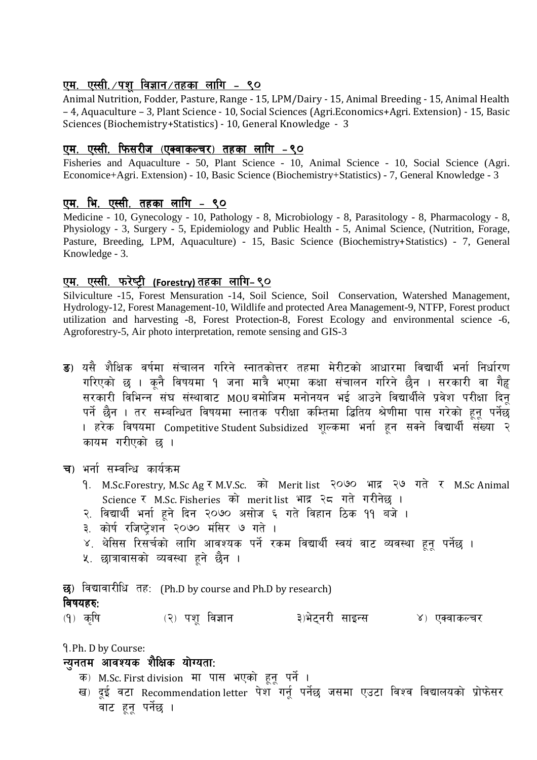## एम. एस्सी. /पशू विज्ञान/तहका लागि – ९०

Animal Nutrition, Fodder, Pasture, Range - 15, LPM/Dairy - 15, Animal Breeding - 15, Animal Health – 4, Aquaculture – 3, Plant Science - 10, Social Sciences (Agri.Economics+Agri. Extension) - 15, Basic Sciences (Biochemistry+Statistics) - 10, General Knowledge - 3

## एम. एस्सी. फिसरीज (एक्वाकल्चर) तहका लागि –९०

Fisheries and Aquaculture - 50, Plant Science - 10, Animal Science - 10, Social Science (Agri. Economice+Agri. Extension) - 10, Basic Science (Biochemistry+Statistics) - 7, General Knowledge - 3

## एम. भि. एस्सी. तहका लागि – ९०

Medicine - 10, Gynecology - 10, Pathology - 8, Microbiology - 8, Parasitology - 8, Pharmacology - 8, Physiology - 3, Surgery - 5, Epidemiology and Public Health - 5, Animal Science, (Nutrition, Forage, Pasture, Breeding, LPM, Aquaculture) - 15, Basic Science (Biochemistry+Statistics) - 7, General Knowledge - 3.

## एम. एस्सी. फरेष्ट्री (Forestry) तहका लागि– ९०

Silviculture -15, Forest Mensuration -14, Soil Science, Soil Conservation, Watershed Management, Hydrology-12, Forest Management-10, Wildlife and protected Area Management-9, NTFP, Forest product utilization and harvesting -8, Forest Protection-8, Forest Ecology and environmental science -6, Agroforestry-5, Air photo interpretation, remote sensing and GIS-3

**ङ)** यसै शैक्षिक वर्षमा संचालन गरिने स्नातकोत्तर तहमा मेरीटको आधारमा विद्यार्थी भर्ना निर्धारण गरिएको छ । कुनै विषयमा १ जना मात्रै भएमा कक्षा संचालन गरिने छैन । सरकारी वा गैह्र सरकारी विभिन्न संघ संस्थावाट MOU वमोजिम मनोनयन भई आउने विद्यार्थीले प्रवेश परीक्षा दिनू पर्ने छैन । तर सम्बन्धित विषयमा स्नातक परीक्षा कम्तिमा द्धितिय श्रेणीमा पास गरेको हूनू पर्नेछ । हरेक विषयमा Competitive Student Subsidized शूल्कमा भर्ना हून सक्ने विद्यार्थी संख्या २ कायम गरीएको छ ।

**च)** भर्ना सम्बन्धि कार्यक्रम

१. M.Sc.Forestry, M.Sc Ag र M.V.Sc. को Merit list २०७० भाद्र २७ गते र M.Sc Animal Science र M.Sc. Fisheries को merit list भाद्र २८ गते गरीनेछ ।
२. विद्यार्थी भर्ना हूने दिन २०७० असोज ६ गते विहान ठिक ११ बजे ।
३. कोर्ष रजिष्ट्रेशन २०७० मंसिर ७ गते ।
४. थेसिस रिसर्चको लागि आवश्यक पर्ने रकम विद्यार्थी स्वयं वाट व्यवस्था हूनू पर्नेछ ।
५. छात्रावासको व्यवस्था हूने छैन ।

**छ)** विद्यावारीधि तह: (Ph.D by course and Ph.D by research)

**विषयहरु:**

(१) कृषि (२) पशू विज्ञान ३)भेट्नरी साइन्स ४) एक्वाकल्चर

१.Ph. D by Course:

**न्युनतम आवश्यक शैक्षिक योग्यता:**

क) M.Sc. First division मा पास भएको हूनू पर्ने ।
ख) दूई वटा Recommendation letter पेश गर्नू पर्नेछ जसमा एउटा विश्व विद्यालयको प्रोफेसर वाट हूनू पर्नेछ ।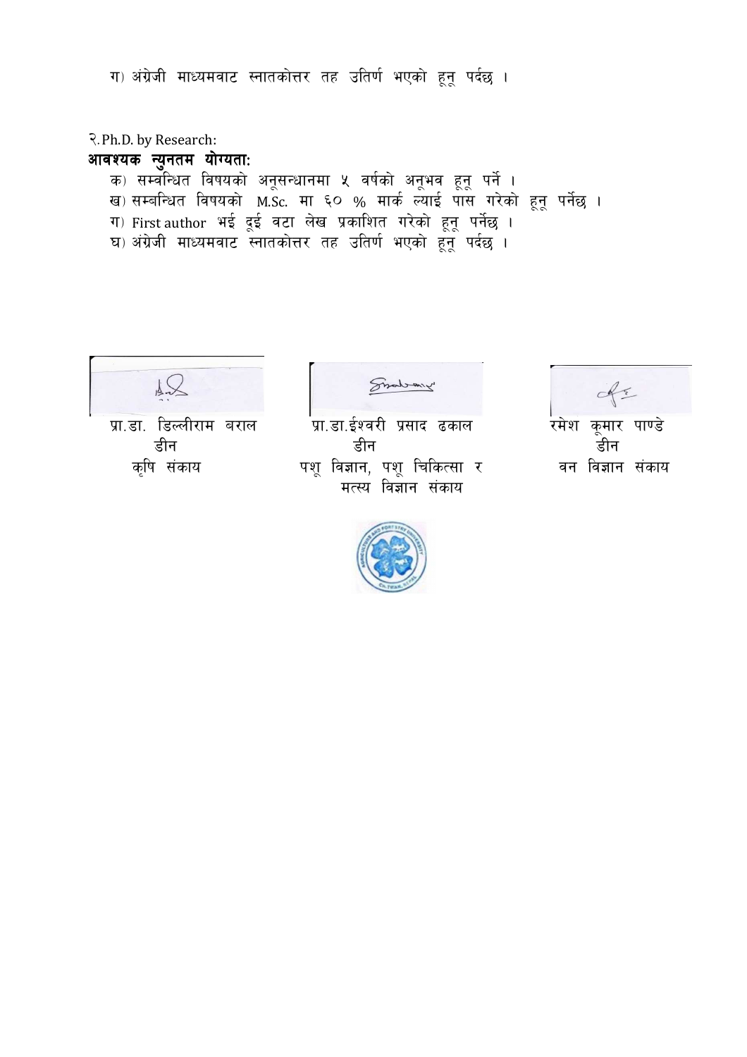ग) अंग्रेजी माध्यमवाट स्नातकोत्तर तह उतिर्ण भएको हूनू पर्दछ ।

२. Ph.D. by Research:

**आवश्यक न्युनतम योग्यता:**

क) सम्वन्धित विषयको अनूसन्धानमा ५ वर्षको अनूभव हूनू पर्ने ।
ख) सम्बन्धित विषयको M.Sc. मा ६० % मार्क ल्याई पास गरेको हूनू पर्नेछ ।
ग) First author भई दूई वटा लेख प्रकाशित गरेको हूनू पर्नेछ ।
घ) अंग्रेजी माध्यमवाट स्नातकोत्तर तह उतिर्ण भएको हूनू पर्दछ ।

| | | |
|---|---|---|
| प्रा.डा. डिल्लीराम बराल | प्रा.डा.ईश्वरी प्रसाद ढकाल | रमेश कूमार पाण्डे |
| डीन | डीन | डीन |
| कृषि संकाय | पशू विज्ञान, पशू चिकित्सा र मत्स्य विज्ञान संकाय | वन विज्ञान संकाय |